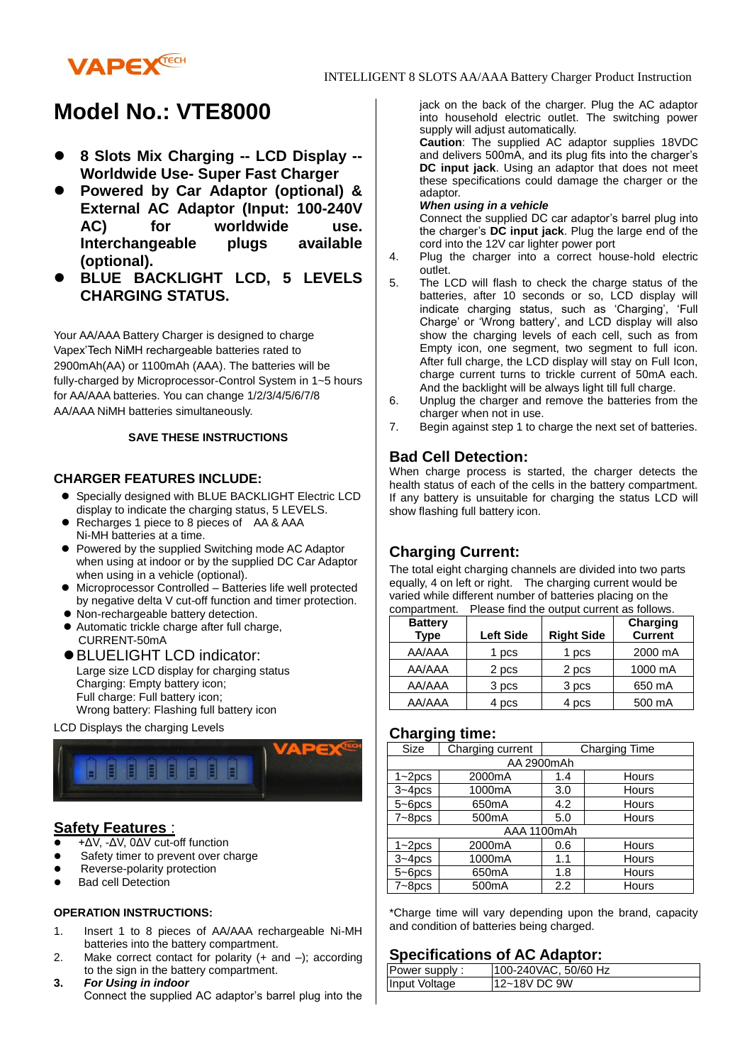INTELLIGENT 8 SLOTS AA/AAA Battery Charger Product Instruction

# Model No.: VTE8000

- **8 Slots Mix Charging -- LCD Display -- Worldwide Use- Super Fast Charger**
- **Powered by Car Adaptor (optional) & External AC Adaptor (Input: 100-240V AC) for worldwide use. Interchangeable plugs available (optional).**
- **BLUE BACKLIGHT LCD, 5 LEVELS CHARGING STATUS.**

Your AA/AAA Battery Charger is designed to charge Vapex'Tech NiMH rechargeable batteries rated to 2900mAh(AA) or 1100mAh (AAA). The batteries will be fully-charged by Microprocessor-Control System in 1~5 hours for AA/AAA batteries. You can change 1/2/3/4/5/6/7/8 AA/AAA NiMH batteries simultaneously.

**SAVE THESE INSTRUCTIONS**

## CHARGER FEATURES INCLUDE:

- Specially designed with BLUE BACKLIGHT Electric LCD display to indicate the charging status, 5 LEVELS.
- Recharges 1 piece to 8 pieces of AA & AAA Ni-MH batteries at a time.
- Powered by the supplied Switching mode AC Adaptor when using at indoor or by the supplied DC Car Adaptor when using in a vehicle (optional).
- Microprocessor Controlled – Batteries life well protected by negative delta V cut-off function and timer protection.
- Non-rechargeable battery detection.
- Automatic trickle charge after full charge, CURRENT-50mA
- BLUELIGHT LCD indicator:
  Large size LCD display for charging status
  Charging: Empty battery icon;
  Full charge: Full battery icon;
  Wrong battery: Flashing full battery icon

LCD Displays the charging Levels

## Safety Features :

- +ΔV, -ΔV, 0ΔV cut-off function
- Safety timer to prevent over charge
- Reverse-polarity protection
- Bad cell Detection

## OPERATION INSTRUCTIONS:

1. Insert 1 to 8 pieces of AA/AAA rechargeable Ni-MH batteries into the battery compartment.
2. Make correct contact for polarity (+ and –); according to the sign in the battery compartment.
3. ***For Using in indoor***
   Connect the supplied AC adaptor's barrel plug into the jack on the back of the charger. Plug the AC adaptor into household electric outlet. The switching power supply will adjust automatically.
   **Caution**: The supplied AC adaptor supplies 18VDC and delivers 500mA, and its plug fits into the charger's **DC input jack**. Using an adaptor that does not meet these specifications could damage the charger or the adaptor.
   ***When using in a vehicle***
   Connect the supplied DC car adaptor's barrel plug into the charger's **DC input jack**. Plug the large end of the cord into the 12V car lighter power port
4. Plug the charger into a correct house-hold electric outlet.
5. The LCD will flash to check the charge status of the batteries, after 10 seconds or so, LCD display will indicate charging status, such as 'Charging', 'Full Charge' or 'Wrong battery', and LCD display will also show the charging levels of each cell, such as from Empty icon, one segment, two segment to full icon. After full charge, the LCD display will stay on Full Icon, charge current turns to trickle current of 50mA each. And the backlight will be always light till full charge.
6. Unplug the charger and remove the batteries from the charger when not in use.
7. Begin against step 1 to charge the next set of batteries.

## Bad Cell Detection:

When charge process is started, the charger detects the health status of each of the cells in the battery compartment. If any battery is unsuitable for charging the status LCD will show flashing full battery icon.

## Charging Current:

The total eight charging channels are divided into two parts equally, 4 on left or right. The charging current would be varied while different number of batteries placing on the compartment. Please find the output current as follows.

| Battery Type | Left Side | Right Side | Charging Current |
|---|---|---|---|
| AA/AAA | 1 pcs | 1 pcs | 2000 mA |
| AA/AAA | 2 pcs | 2 pcs | 1000 mA |
| AA/AAA | 3 pcs | 3 pcs | 650 mA |
| AA/AAA | 4 pcs | 4 pcs | 500 mA |

## Charging time:

| Size | Charging current | Charging Time | |
|---|---|---|---|
| AA 2900mAh | | | |
| 1~2pcs | 2000mA | 1.4 | Hours |
| 3~4pcs | 1000mA | 3.0 | Hours |
| 5~6pcs | 650mA | 4.2 | Hours |
| 7~8pcs | 500mA | 5.0 | Hours |
| AAA 1100mAh | | | |
| 1~2pcs | 2000mA | 0.6 | Hours |
| 3~4pcs | 1000mA | 1.1 | Hours |
| 5~6pcs | 650mA | 1.8 | Hours |
| 7~8pcs | 500mA | 2.2 | Hours |

*Charge time will vary depending upon the brand, capacity and condition of batteries being charged.

## Specifications of AC Adaptor:

| Power supply : | 100-240VAC, 50/60 Hz |
|---|---|
| Input Voltage | 12~18V DC 9W |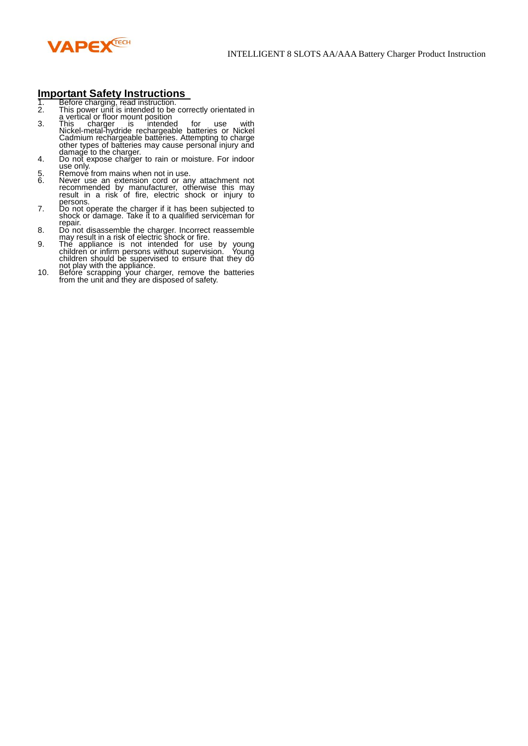## Important Safety Instructions

1. Before charging, read instruction.
2. This power unit is intended to be correctly orientated in a vertical or floor mount position
3. This charger is intended for use with Nickel-metal-hydride rechargeable batteries or Nickel Cadmium rechargeable batteries. Attempting to charge other types of batteries may cause personal injury and damage to the charger.
4. Do not expose charger to rain or moisture. For indoor use only.
5. Remove from mains when not in use.
6. Never use an extension cord or any attachment not recommended by manufacturer, otherwise this may result in a risk of fire, electric shock or injury to persons.
7. Do not operate the charger if it has been subjected to shock or damage. Take it to a qualified serviceman for repair.
8. Do not disassemble the charger. Incorrect reassemble may result in a risk of electric shock or fire.
9. The appliance is not intended for use by young children or infirm persons without supervision. Young children should be supervised to ensure that they do not play with the appliance.
10. Before scrapping your charger, remove the batteries from the unit and they are disposed of safety.